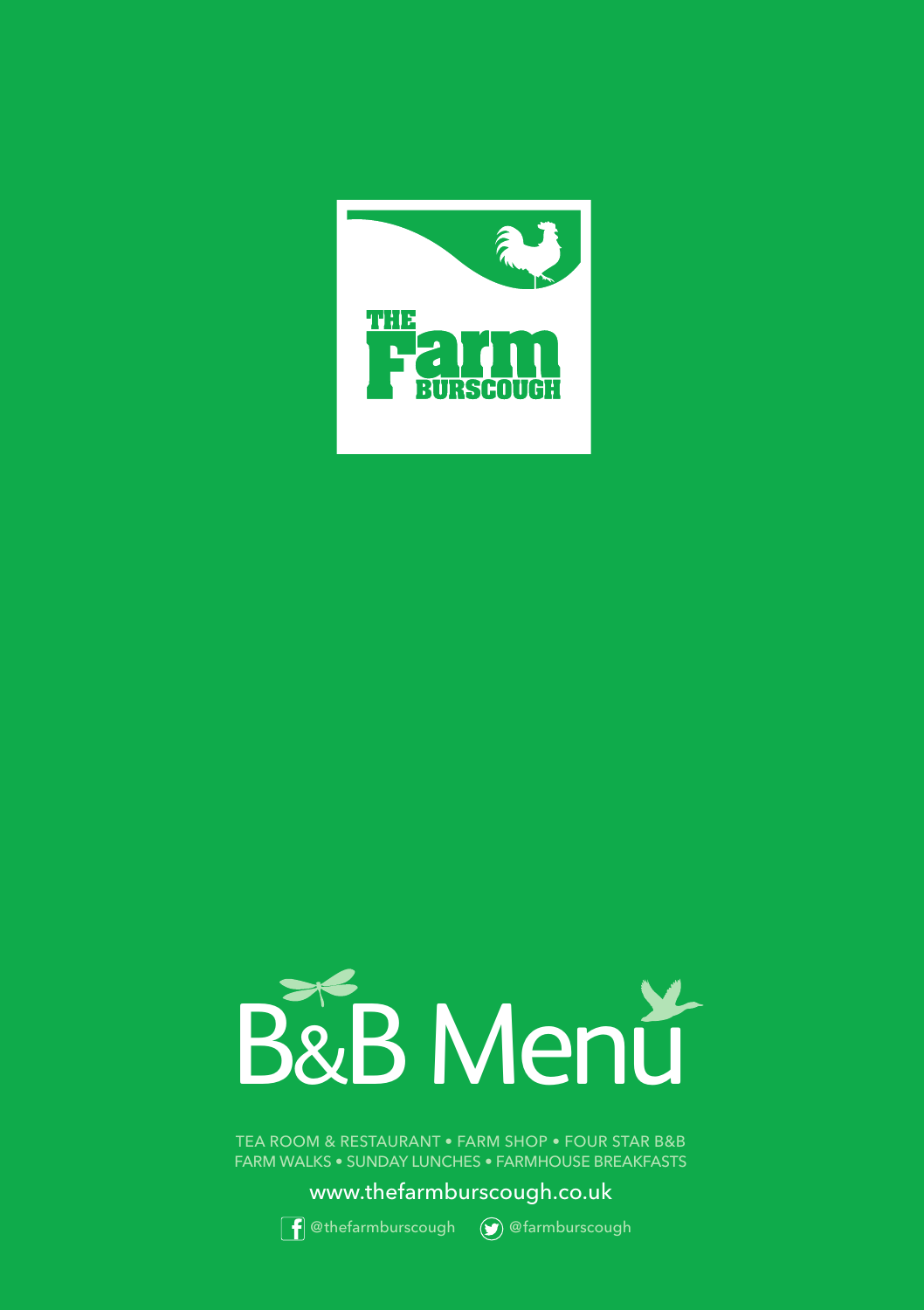THE Farm BURSCOUGH

# B&B Menu

TEA ROOM & RESTAURANT • FARM SHOP • FOUR STAR B&B
FARM WALKS • SUNDAY LUNCHES • FARMHOUSE BREAKFASTS

www.thefarmburscough.co.uk

@thefarmburscough @farmburscough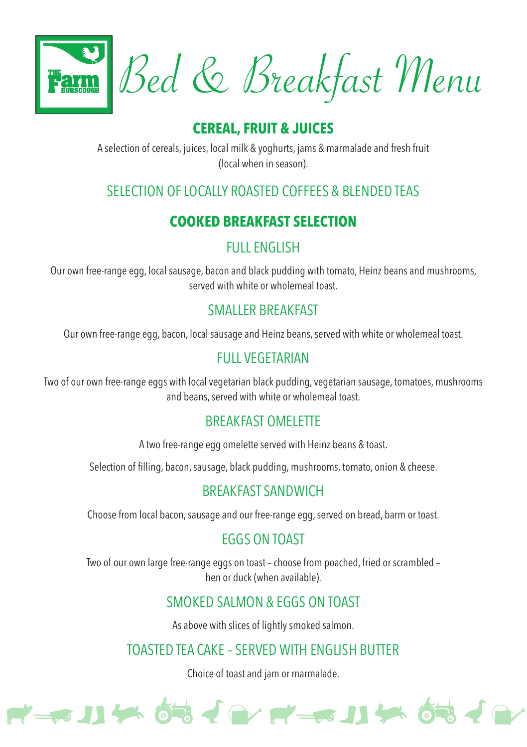# Bed & Breakfast Menu

## CEREAL, FRUIT & JUICES

A selection of cereals, juices, local milk & yoghurts, jams & marmalade and fresh fruit (local when in season).

## SELECTION OF LOCALLY ROASTED COFFEES & BLENDED TEAS

## COOKED BREAKFAST SELECTION

### FULL ENGLISH

Our own free-range egg, local sausage, bacon and black pudding with tomato, Heinz beans and mushrooms, served with white or wholemeal toast.

### SMALLER BREAKFAST

Our own free-range egg, bacon, local sausage and Heinz beans, served with white or wholemeal toast.

### FULL VEGETARIAN

Two of our own free-range eggs with local vegetarian black pudding, vegetarian sausage, tomatoes, mushrooms and beans, served with white or wholemeal toast.

### BREAKFAST OMELETTE

A two free-range egg omelette served with Heinz beans & toast.

Selection of filling, bacon, sausage, black pudding, mushrooms, tomato, onion & cheese.

### BREAKFAST SANDWICH

Choose from local bacon, sausage and our free-range egg, served on bread, barm or toast.

### EGGS ON TOAST

Two of our own large free-range eggs on toast – choose from poached, fried or scrambled – hen or duck (when available).

### SMOKED SALMON & EGGS ON TOAST

As above with slices of lightly smoked salmon.

### TOASTED TEA CAKE – SERVED WITH ENGLISH BUTTER

Choice of toast and jam or marmalade.